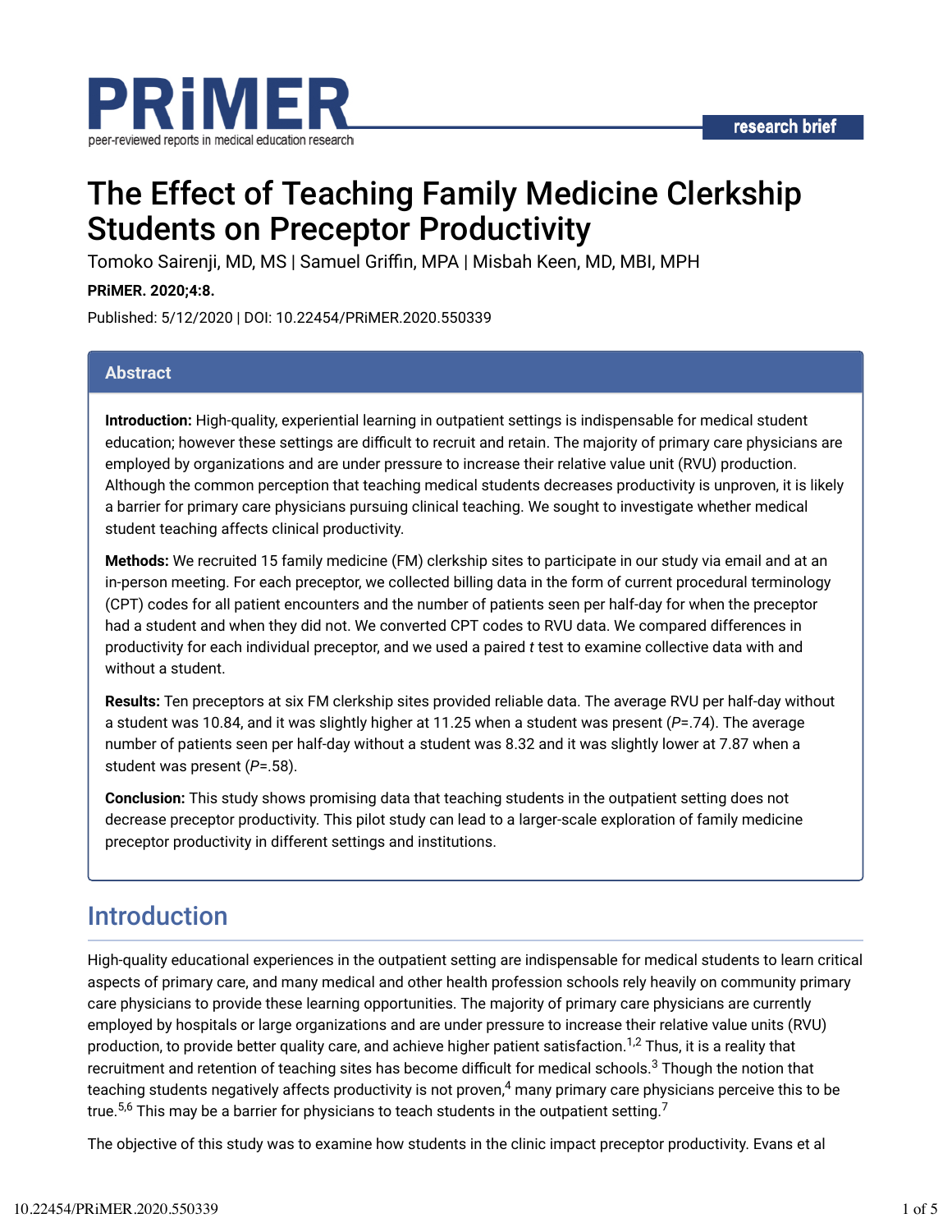research brief

# The Effect of Teaching Family Medicine Clerkship Students on Preceptor Productivity

Tomoko Sairenji, MD, MS | Samuel Griffin, MPA | Misbah Keen, MD, MBI, MPH

**PRiMER. 2020;4:8.**

Published: 5/12/2020 | DOI: 10.22454/PRiMER.2020.550339

## Abstract

**Introduction:** High-quality, experiential learning in outpatient settings is indispensable for medical student education; however these settings are difficult to recruit and retain. The majority of primary care physicians are employed by organizations and are under pressure to increase their relative value unit (RVU) production. Although the common perception that teaching medical students decreases productivity is unproven, it is likely a barrier for primary care physicians pursuing clinical teaching. We sought to investigate whether medical student teaching affects clinical productivity.

**Methods:** We recruited 15 family medicine (FM) clerkship sites to participate in our study via email and at an in-person meeting. For each preceptor, we collected billing data in the form of current procedural terminology (CPT) codes for all patient encounters and the number of patients seen per half-day for when the preceptor had a student and when they did not. We converted CPT codes to RVU data. We compared differences in productivity for each individual preceptor, and we used a paired *t* test to examine collective data with and without a student.

**Results:** Ten preceptors at six FM clerkship sites provided reliable data. The average RVU per half-day without a student was 10.84, and it was slightly higher at 11.25 when a student was present ($P$=.74). The average number of patients seen per half-day without a student was 8.32 and it was slightly lower at 7.87 when a student was present ($P$=.58).

**Conclusion:** This study shows promising data that teaching students in the outpatient setting does not decrease preceptor productivity. This pilot study can lead to a larger-scale exploration of family medicine preceptor productivity in different settings and institutions.

## Introduction

High-quality educational experiences in the outpatient setting are indispensable for medical students to learn critical aspects of primary care, and many medical and other health profession schools rely heavily on community primary care physicians to provide these learning opportunities. The majority of primary care physicians are currently employed by hospitals or large organizations and are under pressure to increase their relative value units (RVU) production, to provide better quality care, and achieve higher patient satisfaction.[1,2] Thus, it is a reality that recruitment and retention of teaching sites has become difficult for medical schools.[3] Though the notion that teaching students negatively affects productivity is not proven,[4] many primary care physicians perceive this to be true.[5,6] This may be a barrier for physicians to teach students in the outpatient setting.[7]

The objective of this study was to examine how students in the clinic impact preceptor productivity. Evans et al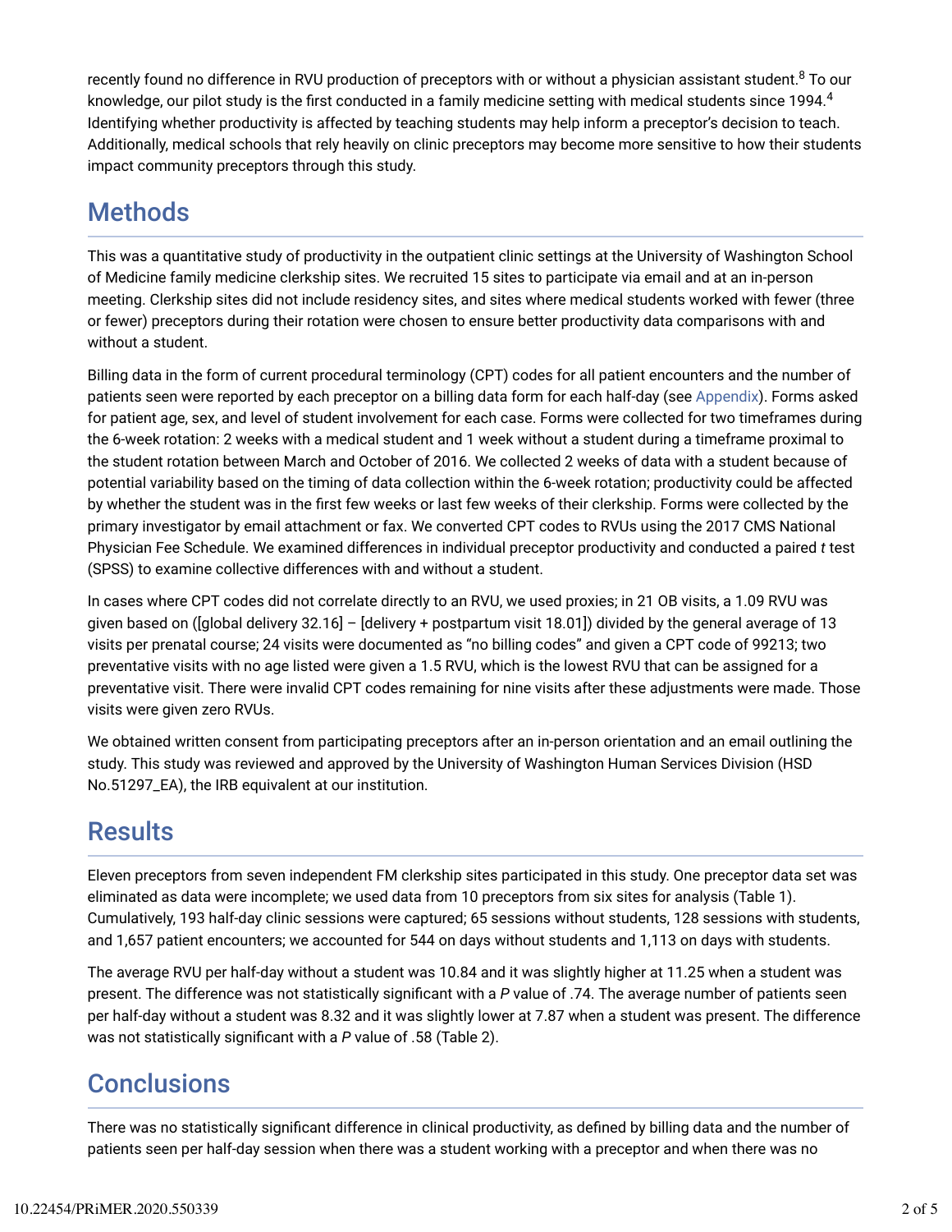recently found no difference in RVU production of preceptors with or without a physician assistant student.[8] To our knowledge, our pilot study is the first conducted in a family medicine setting with medical students since 1994.[4] Identifying whether productivity is affected by teaching students may help inform a preceptor's decision to teach. Additionally, medical schools that rely heavily on clinic preceptors may become more sensitive to how their students impact community preceptors through this study.

## Methods

This was a quantitative study of productivity in the outpatient clinic settings at the University of Washington School of Medicine family medicine clerkship sites. We recruited 15 sites to participate via email and at an in-person meeting. Clerkship sites did not include residency sites, and sites where medical students worked with fewer (three or fewer) preceptors during their rotation were chosen to ensure better productivity data comparisons with and without a student.

Billing data in the form of current procedural terminology (CPT) codes for all patient encounters and the number of patients seen were reported by each preceptor on a billing data form for each half-day (see Appendix). Forms asked for patient age, sex, and level of student involvement for each case. Forms were collected for two timeframes during the 6-week rotation: 2 weeks with a medical student and 1 week without a student during a timeframe proximal to the student rotation between March and October of 2016. We collected 2 weeks of data with a student because of potential variability based on the timing of data collection within the 6-week rotation; productivity could be affected by whether the student was in the first few weeks or last few weeks of their clerkship. Forms were collected by the primary investigator by email attachment or fax. We converted CPT codes to RVUs using the 2017 CMS National Physician Fee Schedule. We examined differences in individual preceptor productivity and conducted a paired *t* test (SPSS) to examine collective differences with and without a student.

In cases where CPT codes did not correlate directly to an RVU, we used proxies; in 21 OB visits, a 1.09 RVU was given based on ([global delivery 32.16] – [delivery + postpartum visit 18.01]) divided by the general average of 13 visits per prenatal course; 24 visits were documented as "no billing codes" and given a CPT code of 99213; two preventative visits with no age listed were given a 1.5 RVU, which is the lowest RVU that can be assigned for a preventative visit. There were invalid CPT codes remaining for nine visits after these adjustments were made. Those visits were given zero RVUs.

We obtained written consent from participating preceptors after an in-person orientation and an email outlining the study. This study was reviewed and approved by the University of Washington Human Services Division (HSD No.51297_EA), the IRB equivalent at our institution.

## Results

Eleven preceptors from seven independent FM clerkship sites participated in this study. One preceptor data set was eliminated as data were incomplete; we used data from 10 preceptors from six sites for analysis (Table 1). Cumulatively, 193 half-day clinic sessions were captured; 65 sessions without students, 128 sessions with students, and 1,657 patient encounters; we accounted for 544 on days without students and 1,113 on days with students.

The average RVU per half-day without a student was 10.84 and it was slightly higher at 11.25 when a student was present. The difference was not statistically significant with a *P* value of .74. The average number of patients seen per half-day without a student was 8.32 and it was slightly lower at 7.87 when a student was present. The difference was not statistically significant with a *P* value of .58 (Table 2).

## Conclusions

There was no statistically significant difference in clinical productivity, as defined by billing data and the number of patients seen per half-day session when there was a student working with a preceptor and when there was no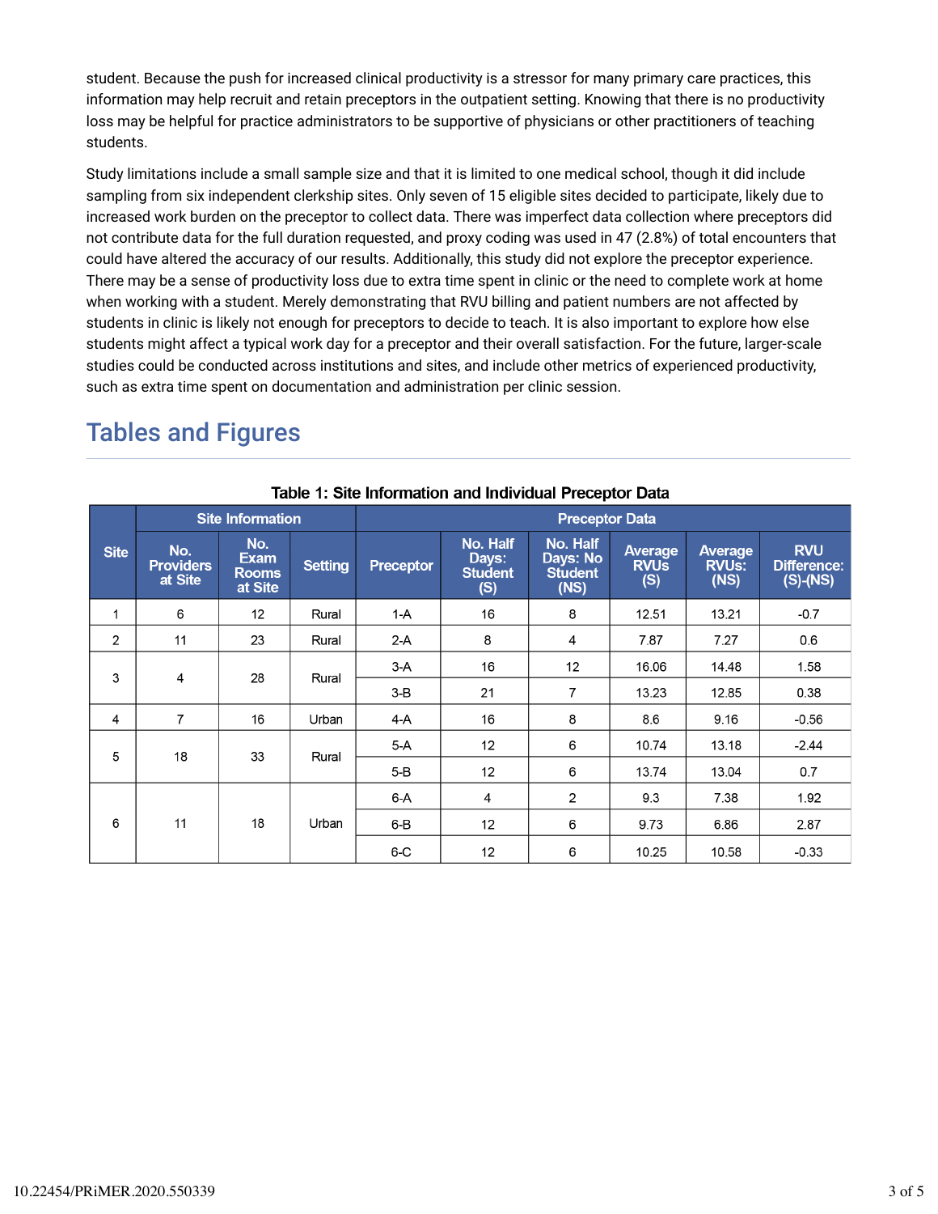student. Because the push for increased clinical productivity is a stressor for many primary care practices, this information may help recruit and retain preceptors in the outpatient setting. Knowing that there is no productivity loss may be helpful for practice administrators to be supportive of physicians or other practitioners of teaching students.

Study limitations include a small sample size and that it is limited to one medical school, though it did include sampling from six independent clerkship sites. Only seven of 15 eligible sites decided to participate, likely due to increased work burden on the preceptor to collect data. There was imperfect data collection where preceptors did not contribute data for the full duration requested, and proxy coding was used in 47 (2.8%) of total encounters that could have altered the accuracy of our results. Additionally, this study did not explore the preceptor experience. There may be a sense of productivity loss due to extra time spent in clinic or the need to complete work at home when working with a student. Merely demonstrating that RVU billing and patient numbers are not affected by students in clinic is likely not enough for preceptors to decide to teach. It is also important to explore how else students might affect a typical work day for a preceptor and their overall satisfaction. For the future, larger-scale studies could be conducted across institutions and sites, and include other metrics of experienced productivity, such as extra time spent on documentation and administration per clinic session.

## Tables and Figures

**Table 1: Site Information and Individual Preceptor Data**

| Site | Site Information | | | Preceptor Data | | | | | |
|---|---|---|---|---|---|---|---|---|---|
| | No. Providers at Site | No. Exam Rooms at Site | Setting | Preceptor | No. Half Days: Student (S) | No. Half Days: No Student (NS) | Average RVUs (S) | Average RVUs: (NS) | RVU Difference: (S)-(NS) |
| 1 | 6 | 12 | Rural | 1-A | 16 | 8 | 12.51 | 13.21 | -0.7 |
| 2 | 11 | 23 | Rural | 2-A | 8 | 4 | 7.87 | 7.27 | 0.6 |
| 3 | 4 | 28 | Rural | 3-A | 16 | 12 | 16.06 | 14.48 | 1.58 |
| | | | | 3-B | 21 | 7 | 13.23 | 12.85 | 0.38 |
| 4 | 7 | 16 | Urban | 4-A | 16 | 8 | 8.6 | 9.16 | -0.56 |
| 5 | 18 | 33 | Rural | 5-A | 12 | 6 | 10.74 | 13.18 | -2.44 |
| | | | | 5-B | 12 | 6 | 13.74 | 13.04 | 0.7 |
| 6 | 11 | 18 | Urban | 6-A | 4 | 2 | 9.3 | 7.38 | 1.92 |
| | | | | 6-B | 12 | 6 | 9.73 | 6.86 | 2.87 |
| | | | | 6-C | 12 | 6 | 10.25 | 10.58 | -0.33 |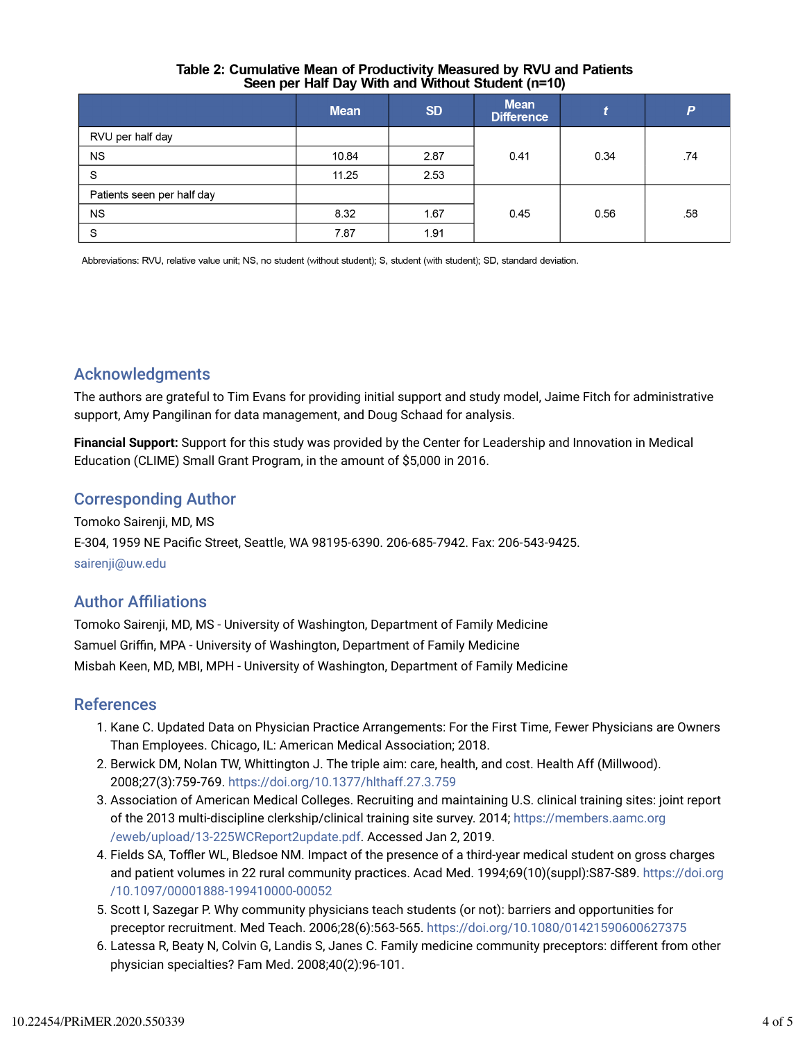**Table 2: Cumulative Mean of Productivity Measured by RVU and Patients Seen per Half Day With and Without Student (n=10)**

| | Mean | SD | Mean Difference | *t* | *P* |
|---|---|---|---|---|---|
| RVU per half day | | | | | |
| NS | 10.84 | 2.87 | 0.41 | 0.34 | .74 |
| S | 11.25 | 2.53 | | | |
| Patients seen per half day | | | | | |
| NS | 8.32 | 1.67 | 0.45 | 0.56 | .58 |
| S | 7.87 | 1.91 | | | |

Abbreviations: RVU, relative value unit; NS, no student (without student); S, student (with student); SD, standard deviation.

## Acknowledgments

The authors are grateful to Tim Evans for providing initial support and study model, Jaime Fitch for administrative support, Amy Pangilinan for data management, and Doug Schaad for analysis.

**Financial Support:** Support for this study was provided by the Center for Leadership and Innovation in Medical Education (CLIME) Small Grant Program, in the amount of $5,000 in 2016.

## Corresponding Author

Tomoko Sairenji, MD, MS

E-304, 1959 NE Pacific Street, Seattle, WA 98195-6390. 206-685-7942. Fax: 206-543-9425.

sairenji@uw.edu

## Author Affiliations

Tomoko Sairenji, MD, MS - University of Washington, Department of Family Medicine

Samuel Griffin, MPA - University of Washington, Department of Family Medicine

Misbah Keen, MD, MBI, MPH - University of Washington, Department of Family Medicine

## References

1. Kane C. Updated Data on Physician Practice Arrangements: For the First Time, Fewer Physicians are Owners Than Employees. Chicago, IL: American Medical Association; 2018.
2. Berwick DM, Nolan TW, Whittington J. The triple aim: care, health, and cost. Health Aff (Millwood). 2008;27(3):759-769. https://doi.org/10.1377/hlthaff.27.3.759
3. Association of American Medical Colleges. Recruiting and maintaining U.S. clinical training sites: joint report of the 2013 multi-discipline clerkship/clinical training site survey. 2014; https://members.aamc.org/eweb/upload/13-225WCReport2update.pdf. Accessed Jan 2, 2019.
4. Fields SA, Toffler WL, Bledsoe NM. Impact of the presence of a third-year medical student on gross charges and patient volumes in 22 rural community practices. Acad Med. 1994;69(10)(suppl):S87-S89. https://doi.org/10.1097/00001888-199410000-00052
5. Scott I, Sazegar P. Why community physicians teach students (or not): barriers and opportunities for preceptor recruitment. Med Teach. 2006;28(6):563-565. https://doi.org/10.1080/01421590600627375
6. Latessa R, Beaty N, Colvin G, Landis S, Janes C. Family medicine community preceptors: different from other physician specialties? Fam Med. 2008;40(2):96-101.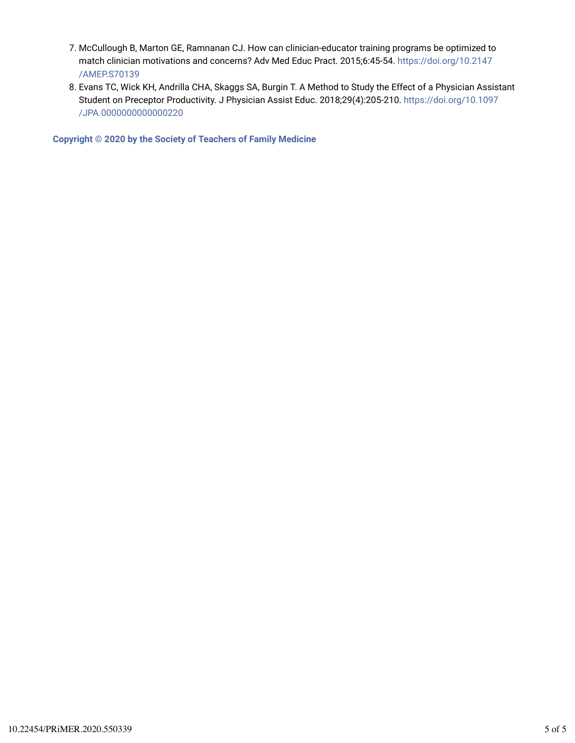7. McCullough B, Marton GE, Ramnanan CJ. How can clinician-educator training programs be optimized to match clinician motivations and concerns? Adv Med Educ Pract. 2015;6:45-54. https://doi.org/10.2147/AMEP.S70139
8. Evans TC, Wick KH, Andrilla CHA, Skaggs SA, Burgin T. A Method to Study the Effect of a Physician Assistant Student on Preceptor Productivity. J Physician Assist Educ. 2018;29(4):205-210. https://doi.org/10.1097/JPA.0000000000000220

**Copyright © 2020 by the Society of Teachers of Family Medicine**